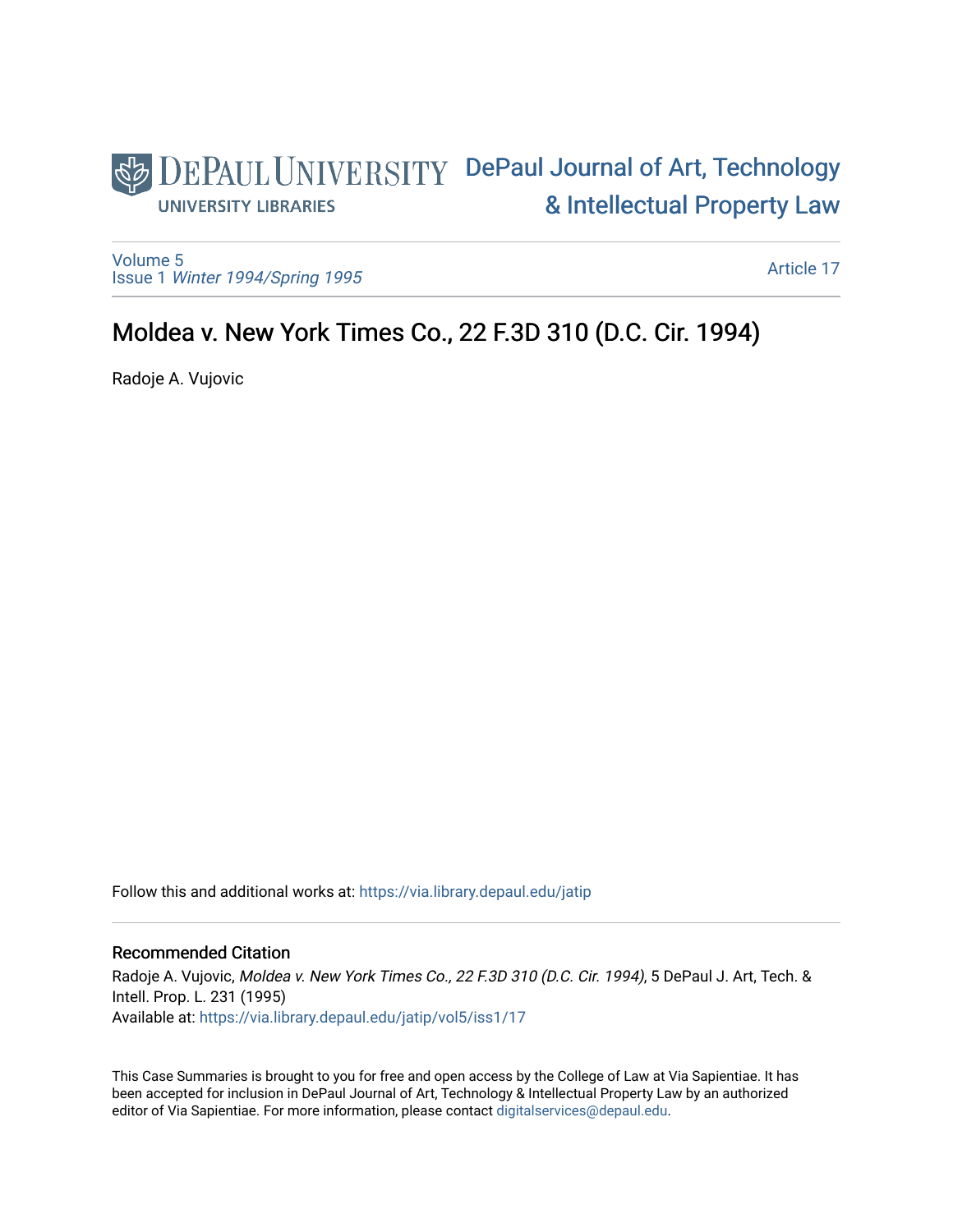DePaul University — University Libraries

DePaul Journal of Art, Technology & Intellectual Property Law

Volume 5
Issue 1 *Winter 1994/Spring 1995*

Article 17

# Moldea v. New York Times Co., 22 F.3D 310 (D.C. Cir. 1994)

Radoje A. Vujovic

Follow this and additional works at: https://via.library.depaul.edu/jatip

## Recommended Citation

Radoje A. Vujovic, *Moldea v. New York Times Co., 22 F.3D 310 (D.C. Cir. 1994)*, 5 DePaul J. Art, Tech. & Intell. Prop. L. 231 (1995)
Available at: https://via.library.depaul.edu/jatip/vol5/iss1/17

This Case Summaries is brought to you for free and open access by the College of Law at Via Sapientiae. It has been accepted for inclusion in DePaul Journal of Art, Technology & Intellectual Property Law by an authorized editor of Via Sapientiae. For more information, please contact digitalservices@depaul.edu.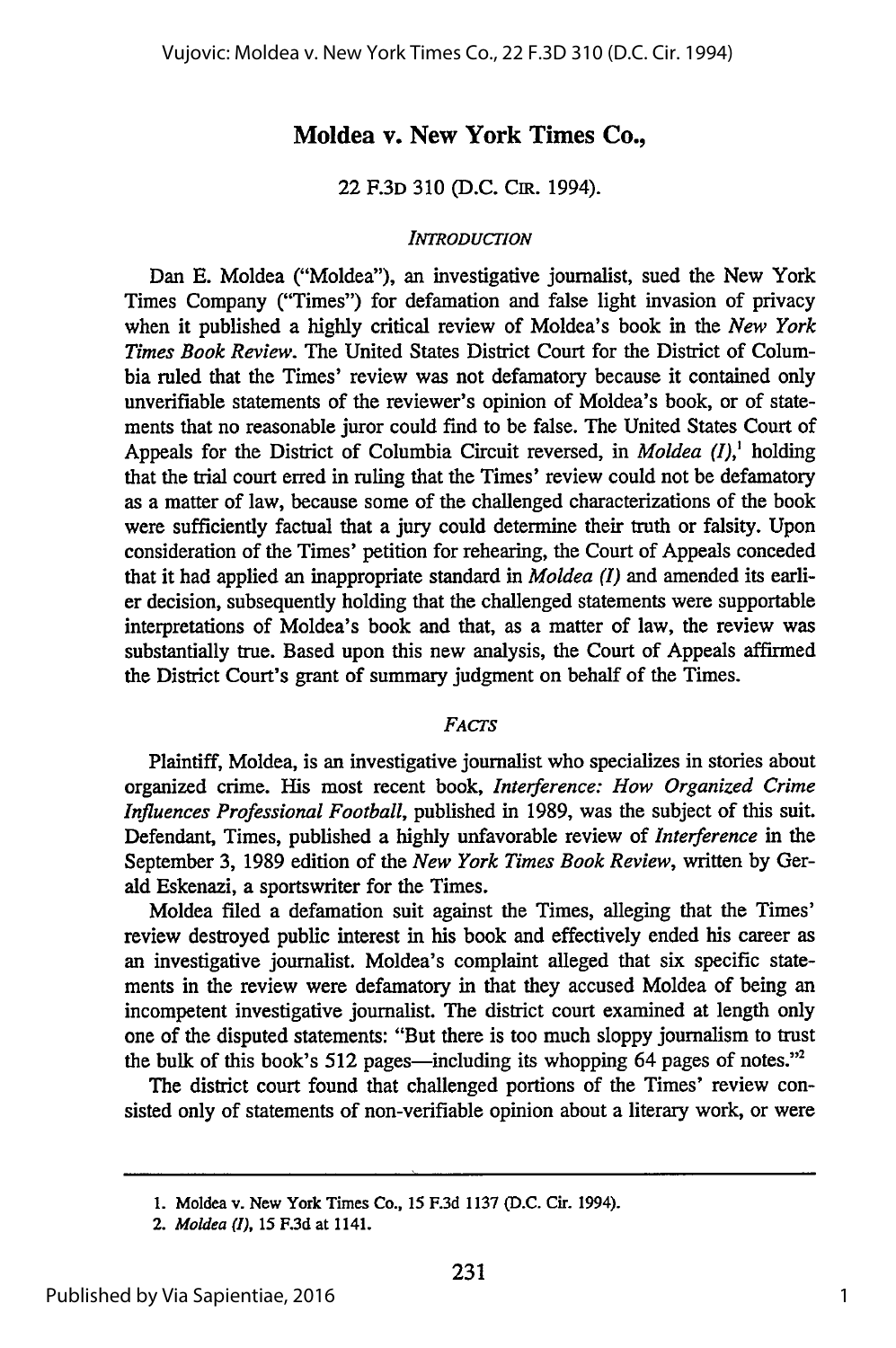# Moldea v. New York Times Co.,

22 F.3D 310 (D.C. CIR. 1994).

## *INTRODUCTION*

Dan E. Moldea ("Moldea"), an investigative journalist, sued the New York Times Company ("Times") for defamation and false light invasion of privacy when it published a highly critical review of Moldea's book in the *New York Times Book Review*. The United States District Court for the District of Columbia ruled that the Times' review was not defamatory because it contained only unverifiable statements of the reviewer's opinion of Moldea's book, or of statements that no reasonable juror could find to be false. The United States Court of Appeals for the District of Columbia Circuit reversed, in *Moldea (I)*,[1] holding that the trial court erred in ruling that the Times' review could not be defamatory as a matter of law, because some of the challenged characterizations of the book were sufficiently factual that a jury could determine their truth or falsity. Upon consideration of the Times' petition for rehearing, the Court of Appeals conceded that it had applied an inappropriate standard in *Moldea (I)* and amended its earlier decision, subsequently holding that the challenged statements were supportable interpretations of Moldea's book and that, as a matter of law, the review was substantially true. Based upon this new analysis, the Court of Appeals affirmed the District Court's grant of summary judgment on behalf of the Times.

## *FACTS*

Plaintiff, Moldea, is an investigative journalist who specializes in stories about organized crime. His most recent book, *Interference: How Organized Crime Influences Professional Football*, published in 1989, was the subject of this suit. Defendant, Times, published a highly unfavorable review of *Interference* in the September 3, 1989 edition of the *New York Times Book Review*, written by Gerald Eskenazi, a sportswriter for the Times.

Moldea filed a defamation suit against the Times, alleging that the Times' review destroyed public interest in his book and effectively ended his career as an investigative journalist. Moldea's complaint alleged that six specific statements in the review were defamatory in that they accused Moldea of being an incompetent investigative journalist. The district court examined at length only one of the disputed statements: "But there is too much sloppy journalism to trust the bulk of this book's 512 pages—including its whopping 64 pages of notes."[2]

The district court found that challenged portions of the Times' review consisted only of statements of non-verifiable opinion about a literary work, or were

---

1. Moldea v. New York Times Co., 15 F.3d 1137 (D.C. Cir. 1994).

2. *Moldea (I)*, 15 F.3d at 1141.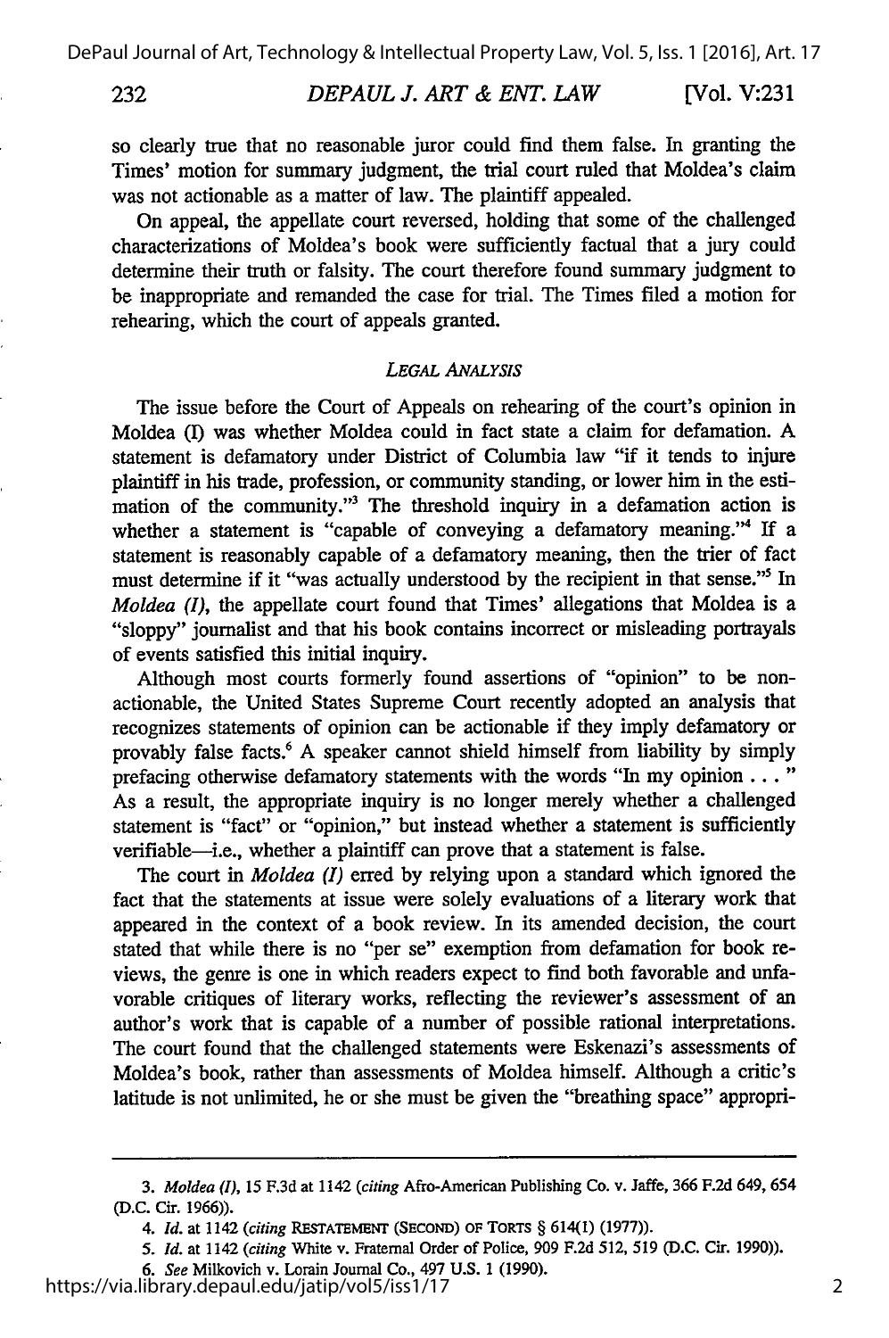so clearly true that no reasonable juror could find them false. In granting the Times' motion for summary judgment, the trial court ruled that Moldea's claim was not actionable as a matter of law. The plaintiff appealed.

On appeal, the appellate court reversed, holding that some of the challenged characterizations of Moldea's book were sufficiently factual that a jury could determine their truth or falsity. The court therefore found summary judgment to be inappropriate and remanded the case for trial. The Times filed a motion for rehearing, which the court of appeals granted.

### *LEGAL ANALYSIS*

The issue before the Court of Appeals on rehearing of the court's opinion in Moldea (I) was whether Moldea could in fact state a claim for defamation. A statement is defamatory under District of Columbia law "if it tends to injure plaintiff in his trade, profession, or community standing, or lower him in the estimation of the community."[3] The threshold inquiry in a defamation action is whether a statement is "capable of conveying a defamatory meaning."[4] If a statement is reasonably capable of a defamatory meaning, then the trier of fact must determine if it "was actually understood by the recipient in that sense."[5] In *Moldea (I)*, the appellate court found that Times' allegations that Moldea is a "sloppy" journalist and that his book contains incorrect or misleading portrayals of events satisfied this initial inquiry.

Although most courts formerly found assertions of "opinion" to be non-actionable, the United States Supreme Court recently adopted an analysis that recognizes statements of opinion can be actionable if they imply defamatory or provably false facts.[6] A speaker cannot shield himself from liability by simply prefacing otherwise defamatory statements with the words "In my opinion . . . " As a result, the appropriate inquiry is no longer merely whether a challenged statement is "fact" or "opinion," but instead whether a statement is sufficiently verifiable—i.e., whether a plaintiff can prove that a statement is false.

The court in *Moldea (I)* erred by relying upon a standard which ignored the fact that the statements at issue were solely evaluations of a literary work that appeared in the context of a book review. In its amended decision, the court stated that while there is no "per se" exemption from defamation for book reviews, the genre is one in which readers expect to find both favorable and unfavorable critiques of literary works, reflecting the reviewer's assessment of an author's work that is capable of a number of possible rational interpretations. The court found that the challenged statements were Eskenazi's assessments of Moldea's book, rather than assessments of Moldea himself. Although a critic's latitude is not unlimited, he or she must be given the "breathing space" appropri-

---

3. *Moldea (I)*, 15 F.3d at 1142 (*citing* Afro-American Publishing Co. v. Jaffe, 366 F.2d 649, 654 (D.C. Cir. 1966)).

4. *Id.* at 1142 (*citing* RESTATEMENT (SECOND) OF TORTS § 614(1) (1977)).

5. *Id.* at 1142 (*citing* White v. Fraternal Order of Police, 909 F.2d 512, 519 (D.C. Cir. 1990)).

6. *See* Milkovich v. Lorain Journal Co., 497 U.S. 1 (1990).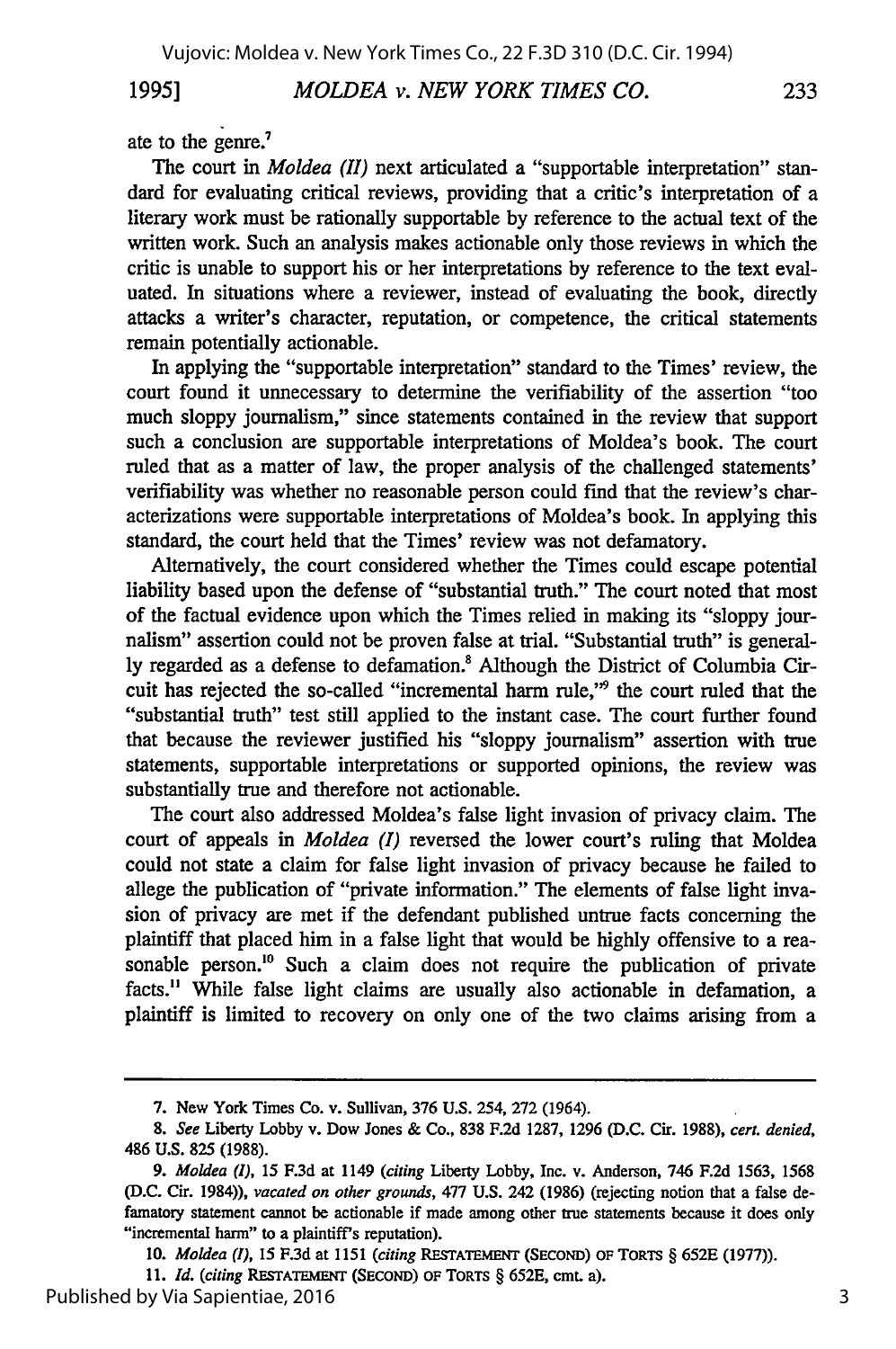ate to the genre.[7]

The court in *Moldea (II)* next articulated a "supportable interpretation" standard for evaluating critical reviews, providing that a critic's interpretation of a literary work must be rationally supportable by reference to the actual text of the written work. Such an analysis makes actionable only those reviews in which the critic is unable to support his or her interpretations by reference to the text evaluated. In situations where a reviewer, instead of evaluating the book, directly attacks a writer's character, reputation, or competence, the critical statements remain potentially actionable.

In applying the "supportable interpretation" standard to the Times' review, the court found it unnecessary to determine the verifiability of the assertion "too much sloppy journalism," since statements contained in the review that support such a conclusion are supportable interpretations of Moldea's book. The court ruled that as a matter of law, the proper analysis of the challenged statements' verifiability was whether no reasonable person could find that the review's characterizations were supportable interpretations of Moldea's book. In applying this standard, the court held that the Times' review was not defamatory.

Alternatively, the court considered whether the Times could escape potential liability based upon the defense of "substantial truth." The court noted that most of the factual evidence upon which the Times relied in making its "sloppy journalism" assertion could not be proven false at trial. "Substantial truth" is generally regarded as a defense to defamation.[8] Although the District of Columbia Circuit has rejected the so-called "incremental harm rule,"[9] the court ruled that the "substantial truth" test still applied to the instant case. The court further found that because the reviewer justified his "sloppy journalism" assertion with true statements, supportable interpretations or supported opinions, the review was substantially true and therefore not actionable.

The court also addressed Moldea's false light invasion of privacy claim. The court of appeals in *Moldea (I)* reversed the lower court's ruling that Moldea could not state a claim for false light invasion of privacy because he failed to allege the publication of "private information." The elements of false light invasion of privacy are met if the defendant published untrue facts concerning the plaintiff that placed him in a false light that would be highly offensive to a reasonable person.[10] Such a claim does not require the publication of private facts.[11] While false light claims are usually also actionable in defamation, a plaintiff is limited to recovery on only one of the two claims arising from a

---

7. New York Times Co. v. Sullivan, 376 U.S. 254, 272 (1964).

8. *See* Liberty Lobby v. Dow Jones & Co., 838 F.2d 1287, 1296 (D.C. Cir. 1988), *cert. denied*, 486 U.S. 825 (1988).

9. *Moldea (I)*, 15 F.3d at 1149 (*citing* Liberty Lobby, Inc. v. Anderson, 746 F.2d 1563, 1568 (D.C. Cir. 1984)), *vacated on other grounds*, 477 U.S. 242 (1986) (rejecting notion that a false defamatory statement cannot be actionable if made among other true statements because it does only "incremental harm" to a plaintiff's reputation).

10. *Moldea (I)*, 15 F.3d at 1151 (*citing* RESTATEMENT (SECOND) OF TORTS § 652E (1977)).

11. *Id.* (*citing* RESTATEMENT (SECOND) OF TORTS § 652E, cmt. a).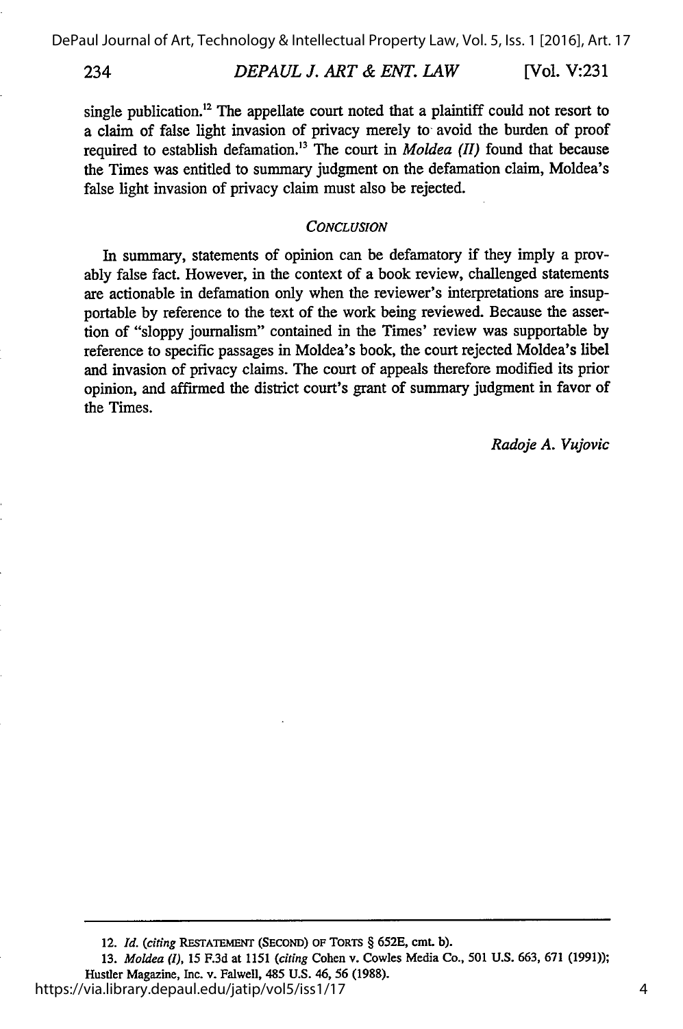single publication.[12] The appellate court noted that a plaintiff could not resort to a claim of false light invasion of privacy merely to avoid the burden of proof required to establish defamation.[13] The court in *Moldea (II)* found that because the Times was entitled to summary judgment on the defamation claim, Moldea's false light invasion of privacy claim must also be rejected.

### *CONCLUSION*

In summary, statements of opinion can be defamatory if they imply a provably false fact. However, in the context of a book review, challenged statements are actionable in defamation only when the reviewer's interpretations are insupportable by reference to the text of the work being reviewed. Because the assertion of "sloppy journalism" contained in the Times' review was supportable by reference to specific passages in Moldea's book, the court rejected Moldea's libel and invasion of privacy claims. The court of appeals therefore modified its prior opinion, and affirmed the district court's grant of summary judgment in favor of the Times.

*Radoje A. Vujovic*

---

12. *Id.* (*citing* RESTATEMENT (SECOND) OF TORTS § 652E, cmt. b).

13. *Moldea (I)*, 15 F.3d at 1151 (*citing* Cohen v. Cowles Media Co., 501 U.S. 663, 671 (1991)); Hustler Magazine, Inc. v. Falwell, 485 U.S. 46, 56 (1988).